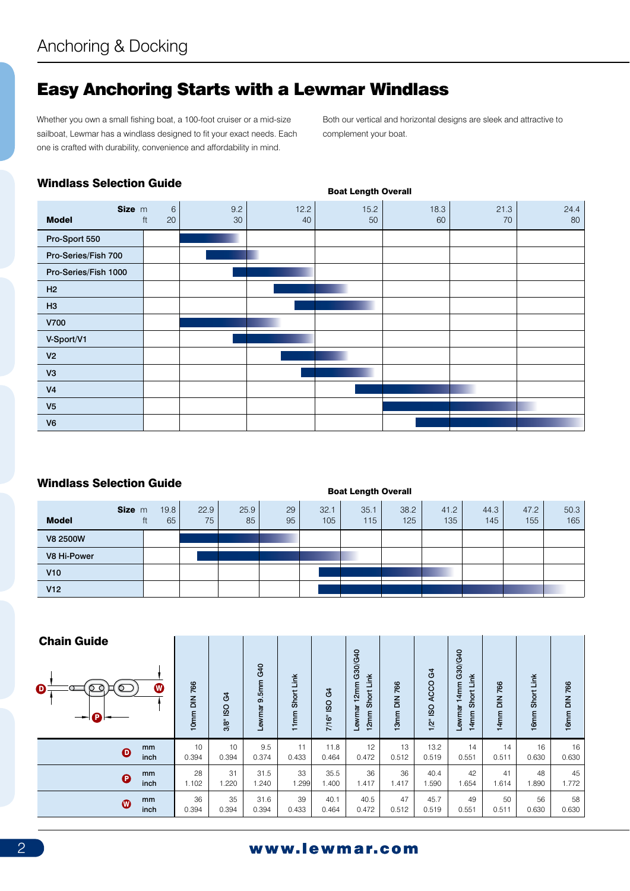Anchoring & Docking

# Easy Anchoring Starts with a Lewmar Windlass

Whether you own a small fishing boat, a 100-foot cruiser or a mid-size sailboat, Lewmar has a windlass designed to fit your exact needs. Each one is crafted with durability, convenience and affordability in mind.

Both our vertical and horizontal designs are sleek and attractive to complement your boat.

## Windlass Selection Guide

**Boat Length Overall**

| Model | Size m / ft | 6 / 20 | 9.2 / 30 | 12.2 / 40 | 15.2 / 50 | 18.3 / 60 | 21.3 / 70 | 24.4 / 80 |
|---|---|---|---|---|---|---|---|---|
| Pro-Sport 550 | | | | | | | | |
| Pro-Series/Fish 700 | | | | | | | | |
| Pro-Series/Fish 1000 | | | | | | | | |
| H2 | | | | | | | | |
| H3 | | | | | | | | |
| V700 | | | | | | | | |
| V-Sport/V1 | | | | | | | | |
| V2 | | | | | | | | |
| V3 | | | | | | | | |
| V4 | | | | | | | | |
| V5 | | | | | | | | |
| V6 | | | | | | | | |

## Windlass Selection Guide

**Boat Length Overall**

| Model | Size m / ft | 19.8 / 65 | 22.9 / 75 | 25.9 / 85 | 29 / 95 | 32.1 / 105 | 35.1 / 115 | 38.2 / 125 | 41.2 / 135 | 44.3 / 145 | 47.2 / 155 | 50.3 / 165 |
|---|---|---|---|---|---|---|---|---|---|---|---|---|
| V8 2500W | | | | | | | | | | | | |
| V8 Hi-Power | | | | | | | | | | | | |
| V10 | | | | | | | | | | | | |
| V12 | | | | | | | | | | | | |

## Chain Guide

| | | 10mm DIN 766 | 3/8" ISO G4 | Lewmar 9.5mm G40 | 11mm Short Link | 7/16" ISO G4 | Lewmar 12mm G30/G40 12mm Short Link | 13mm DIN 766 | 1/2" ISO ACCO G4 | Lewmar 14mm G30/G40 14mm Short Link | 14mm DIN 766 | 16mm Short Link | 16mm DIN 766 |
|---|---|---|---|---|---|---|---|---|---|---|---|---|---|
| D | mm | 10 | 10 | 9.5 | 11 | 11.8 | 12 | 13 | 13.2 | 14 | 14 | 16 | 16 |
| | inch | 0.394 | 0.394 | 0.374 | 0.433 | 0.464 | 0.472 | 0.512 | 0.519 | 0.551 | 0.511 | 0.630 | 0.630 |
| P | mm | 28 | 31 | 31.5 | 33 | 35.5 | 36 | 36 | 40.4 | 42 | 41 | 48 | 45 |
| | inch | 1.102 | 1.220 | 1.240 | 1.299 | 1.400 | 1.417 | 1.417 | 1.590 | 1.654 | 1.614 | 1.890 | 1.772 |
| W | mm | 36 | 35 | 31.6 | 39 | 40.1 | 40.5 | 47 | 45.7 | 49 | 50 | 56 | 58 |
| | inch | 0.394 | 0.394 | 0.394 | 0.433 | 0.464 | 0.472 | 0.512 | 0.519 | 0.551 | 0.511 | 0.630 | 0.630 |

www.lewmar.com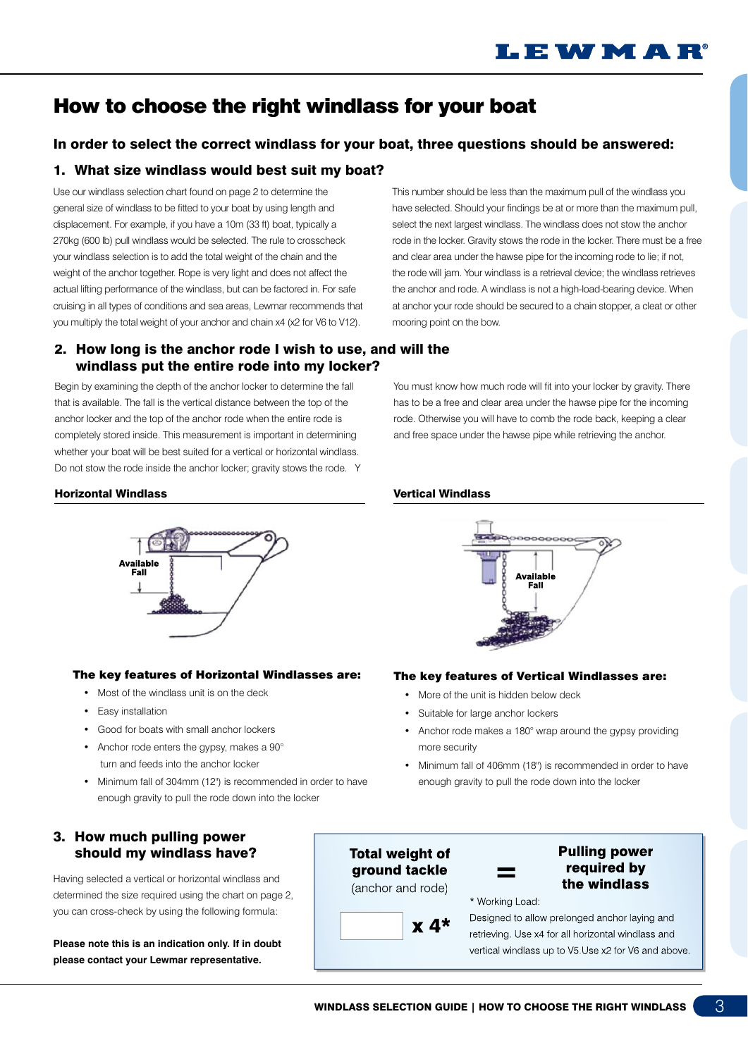# How to choose the right windlass for your boat

### In order to select the correct windlass for your boat, three questions should be answered:

## 1. What size windlass would best suit my boat?

Use our windlass selection chart found on page 2 to determine the general size of windlass to be fitted to your boat by using length and displacement. For example, if you have a 10m (33 ft) boat, typically a 270kg (600 lb) pull windlass would be selected. The rule to crosscheck your windlass selection is to add the total weight of the chain and the weight of the anchor together. Rope is very light and does not affect the actual lifting performance of the windlass, but can be factored in. For safe cruising in all types of conditions and sea areas, Lewmar recommends that you multiply the total weight of your anchor and chain x4 (x2 for V6 to V12).

This number should be less than the maximum pull of the windlass you have selected. Should your findings be at or more than the maximum pull, select the next largest windlass. The windlass does not stow the anchor rode in the locker. Gravity stows the rode in the locker. There must be a free and clear area under the hawse pipe for the incoming rode to lie; if not, the rode will jam. Your windlass is a retrieval device; the windlass retrieves the anchor and rode. A windlass is not a high-load-bearing device. When at anchor your rode should be secured to a chain stopper, a cleat or other mooring point on the bow.

## 2. How long is the anchor rode I wish to use, and will the windlass put the entire rode into my locker?

Begin by examining the depth of the anchor locker to determine the fall that is available. The fall is the vertical distance between the top of the anchor locker and the top of the anchor rode when the entire rode is completely stored inside. This measurement is important in determining whether your boat will be best suited for a vertical or horizontal windlass. Do not stow the rode inside the anchor locker; gravity stows the rode. Y

You must know how much rode will fit into your locker by gravity. There has to be a free and clear area under the hawse pipe for the incoming rode. Otherwise you will have to comb the rode back, keeping a clear and free space under the hawse pipe while retrieving the anchor.

**Horizontal Windlass**

Available Fall

**The key features of Horizontal Windlasses are:**

- Most of the windlass unit is on the deck
- Easy installation
- Good for boats with small anchor lockers
- Anchor rode enters the gypsy, makes a 90° turn and feeds into the anchor locker
- Minimum fall of 304mm (12") is recommended in order to have enough gravity to pull the rode down into the locker

**Vertical Windlass**

Available Fall

**The key features of Vertical Windlasses are:**

- More of the unit is hidden below deck
- Suitable for large anchor lockers
- Anchor rode makes a 180° wrap around the gypsy providing more security
- Minimum fall of 406mm (18") is recommended in order to have enough gravity to pull the rode down into the locker

## 3. How much pulling power should my windlass have?

Having selected a vertical or horizontal windlass and determined the size required using the chart on page 2, you can cross-check by using the following formula:

**Please note this is an indication only. If in doubt please contact your Lewmar representative.**

**Total weight of ground tackle** (anchor and rode) **x 4*** **=** **Pulling power required by the windlass**

\* Working Load:
Designed to allow prolonged anchor laying and retrieving. Use x4 for all horizontal windlass and vertical windlass up to V5.Use x2 for V6 and above.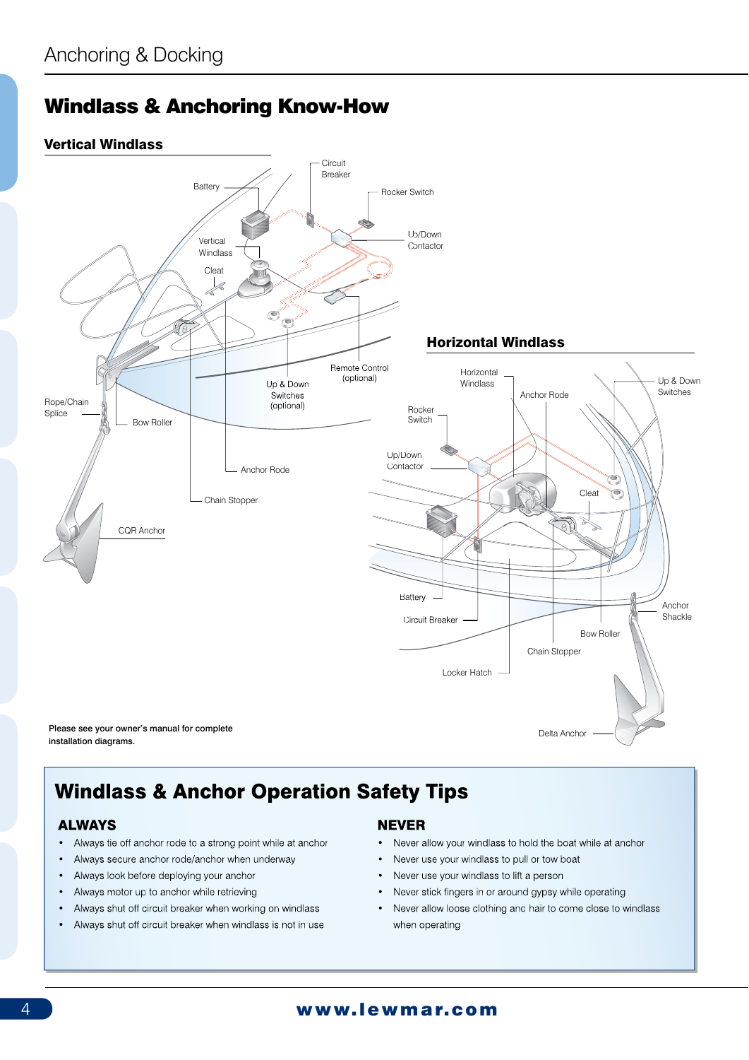# Windlass & Anchoring Know-How

## Vertical Windlass

Battery
Circuit Breaker
Rocker Switch
Up/Down Contactor
Vertical Windlass
Cleat
Remote Control (optional)
Up & Down Switches (optional)
Rope/Chain Splice
Bow Roller
Anchor Rode
Chain Stopper
CQR Anchor

## Horizontal Windlass

Horizontal Windlass
Anchor Rode
Up & Down Switches
Rocker Switch
Up/Down Contactor
Cleat
Battery
Circuit Breaker
Anchor Shackle
Bow Roller
Chain Stopper
Locker Hatch
Delta Anchor

**Please see your owner's manual for complete installation diagrams.**

## Windlass & Anchor Operation Safety Tips

### ALWAYS

- Always tie off anchor rode to a strong point while at anchor
- Always secure anchor rode/anchor when underway
- Always look before deploying your anchor
- Always motor up to anchor while retrieving
- Always shut off circuit breaker when working on windlass
- Always shut off circuit breaker when windlass is not in use

### NEVER

- Never allow your windlass to hold the boat while at anchor
- Never use your windlass to pull or tow boat
- Never use your windlass to lift a person
- Never stick fingers in or around gypsy while operating
- Never allow loose clothing and hair to come close to windlass when operating

**www.lewmar.com**